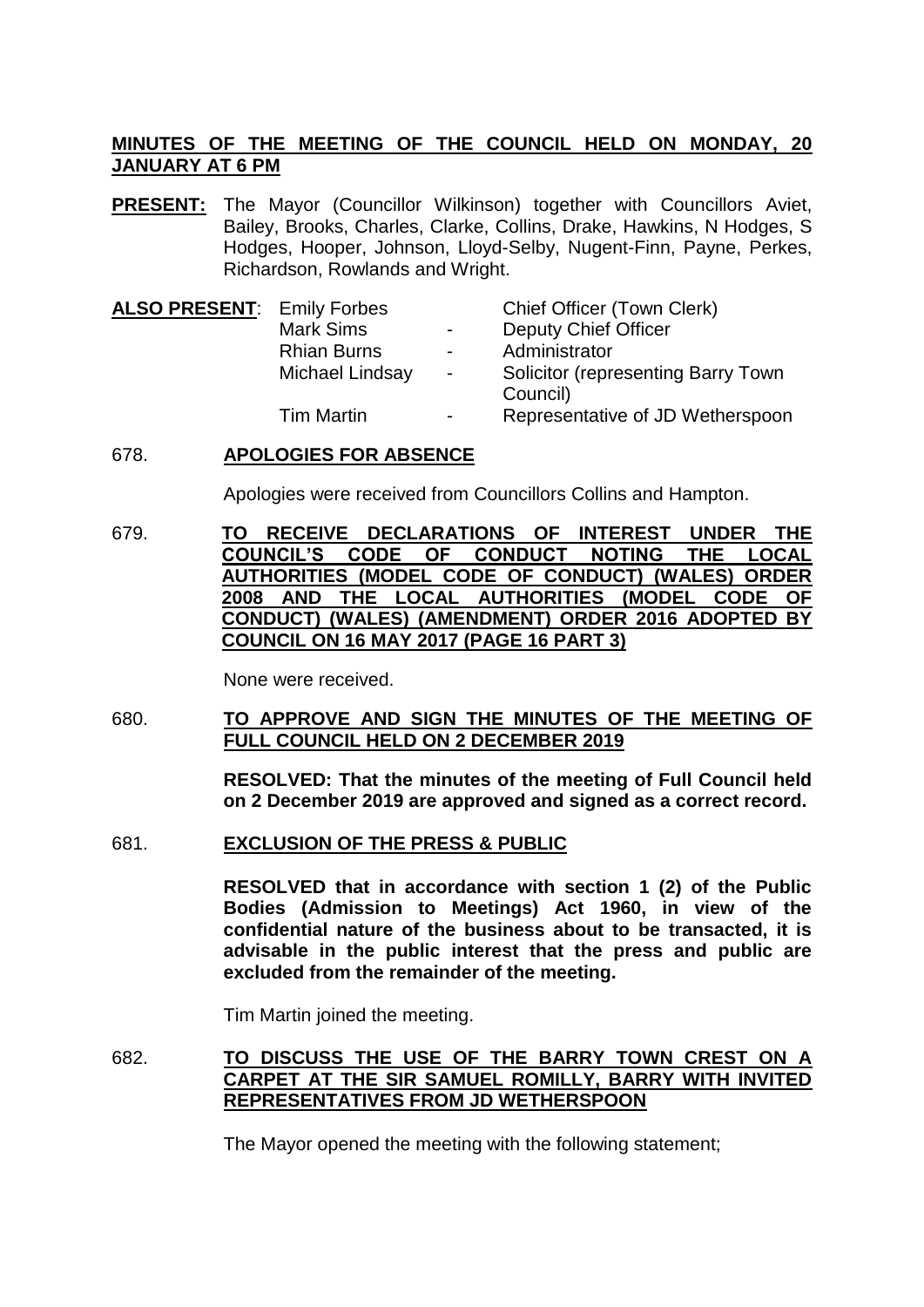**MINUTES OF THE MEETING OF THE COUNCIL HELD ON MONDAY, 20 JANUARY AT 6 PM**

**PRESENT:** The Mayor (Councillor Wilkinson) together with Councillors Aviet, Bailey, Brooks, Charles, Clarke, Collins, Drake, Hawkins, N Hodges, S Hodges, Hooper, Johnson, Lloyd-Selby, Nugent-Finn, Payne, Perkes, Richardson, Rowlands and Wright.

**ALSO PRESENT**:

| | | |
|---|---|---|
| Emily Forbes | | Chief Officer (Town Clerk) |
| Mark Sims | - | Deputy Chief Officer |
| Rhian Burns | - | Administrator |
| Michael Lindsay | - | Solicitor (representing Barry Town Council) |
| Tim Martin | - | Representative of JD Wetherspoon |

678. **APOLOGIES FOR ABSENCE**

Apologies were received from Councillors Collins and Hampton.

679. **TO RECEIVE DECLARATIONS OF INTEREST UNDER THE COUNCIL'S CODE OF CONDUCT NOTING THE LOCAL AUTHORITIES (MODEL CODE OF CONDUCT) (WALES) ORDER 2008 AND THE LOCAL AUTHORITIES (MODEL CODE OF CONDUCT) (WALES) (AMENDMENT) ORDER 2016 ADOPTED BY COUNCIL ON 16 MAY 2017 (PAGE 16 PART 3)**

None were received.

680. **TO APPROVE AND SIGN THE MINUTES OF THE MEETING OF FULL COUNCIL HELD ON 2 DECEMBER 2019**

**RESOLVED: That the minutes of the meeting of Full Council held on 2 December 2019 are approved and signed as a correct record.**

681. **EXCLUSION OF THE PRESS & PUBLIC**

**RESOLVED that in accordance with section 1 (2) of the Public Bodies (Admission to Meetings) Act 1960, in view of the confidential nature of the business about to be transacted, it is advisable in the public interest that the press and public are excluded from the remainder of the meeting.**

Tim Martin joined the meeting.

682. **TO DISCUSS THE USE OF THE BARRY TOWN CREST ON A CARPET AT THE SIR SAMUEL ROMILLY, BARRY WITH INVITED REPRESENTATIVES FROM JD WETHERSPOON**

The Mayor opened the meeting with the following statement;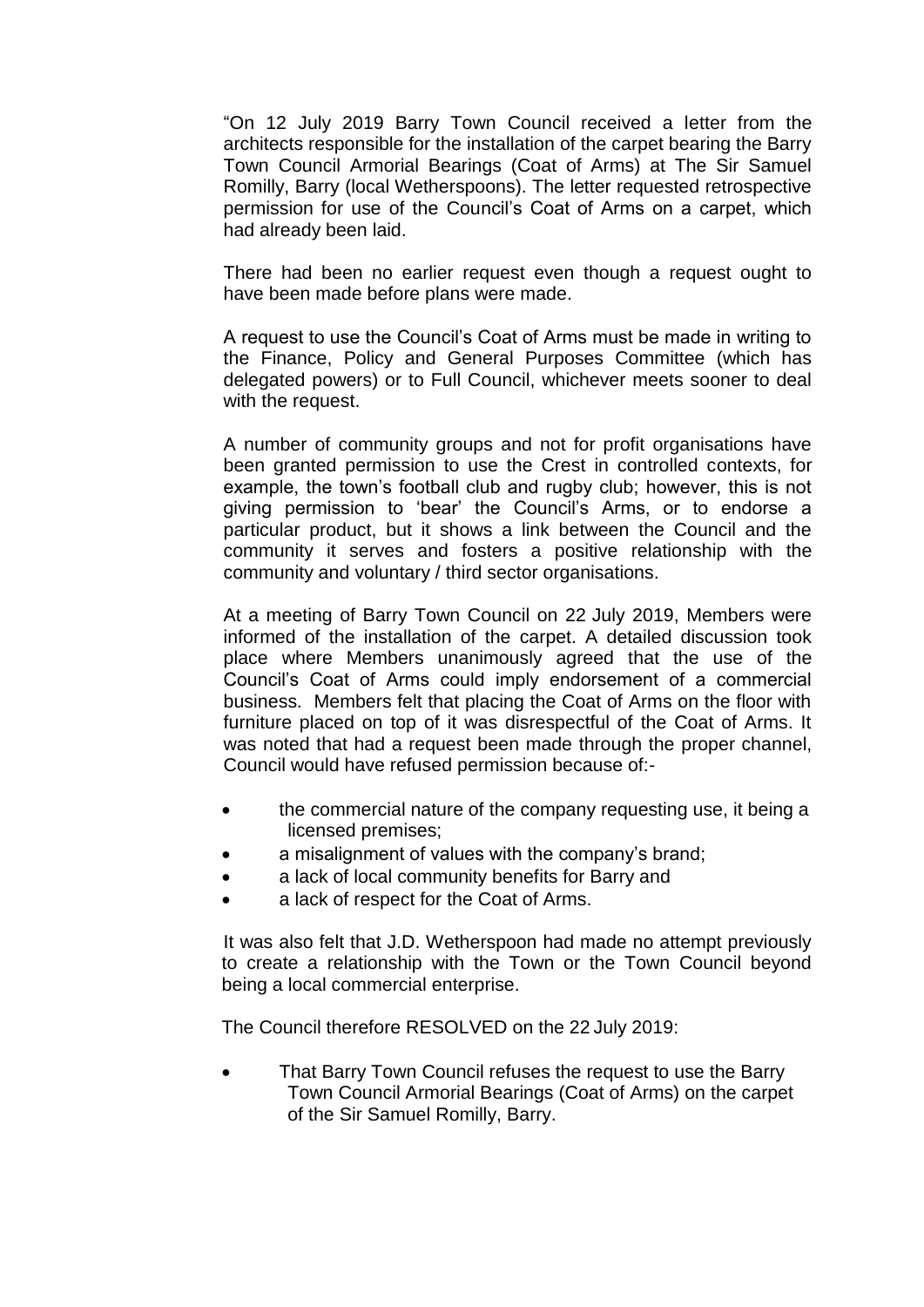"On 12 July 2019 Barry Town Council received a letter from the architects responsible for the installation of the carpet bearing the Barry Town Council Armorial Bearings (Coat of Arms) at The Sir Samuel Romilly, Barry (local Wetherspoons). The letter requested retrospective permission for use of the Council's Coat of Arms on a carpet, which had already been laid.

There had been no earlier request even though a request ought to have been made before plans were made.

A request to use the Council's Coat of Arms must be made in writing to the Finance, Policy and General Purposes Committee (which has delegated powers) or to Full Council, whichever meets sooner to deal with the request.

A number of community groups and not for profit organisations have been granted permission to use the Crest in controlled contexts, for example, the town's football club and rugby club; however, this is not giving permission to 'bear' the Council's Arms, or to endorse a particular product, but it shows a link between the Council and the community it serves and fosters a positive relationship with the community and voluntary / third sector organisations.

At a meeting of Barry Town Council on 22 July 2019, Members were informed of the installation of the carpet. A detailed discussion took place where Members unanimously agreed that the use of the Council's Coat of Arms could imply endorsement of a commercial business. Members felt that placing the Coat of Arms on the floor with furniture placed on top of it was disrespectful of the Coat of Arms. It was noted that had a request been made through the proper channel, Council would have refused permission because of:-

- the commercial nature of the company requesting use, it being a licensed premises;
- a misalignment of values with the company's brand;
- a lack of local community benefits for Barry and
- a lack of respect for the Coat of Arms.

It was also felt that J.D. Wetherspoon had made no attempt previously to create a relationship with the Town or the Town Council beyond being a local commercial enterprise.

The Council therefore RESOLVED on the 22 July 2019:

- That Barry Town Council refuses the request to use the Barry Town Council Armorial Bearings (Coat of Arms) on the carpet of the Sir Samuel Romilly, Barry.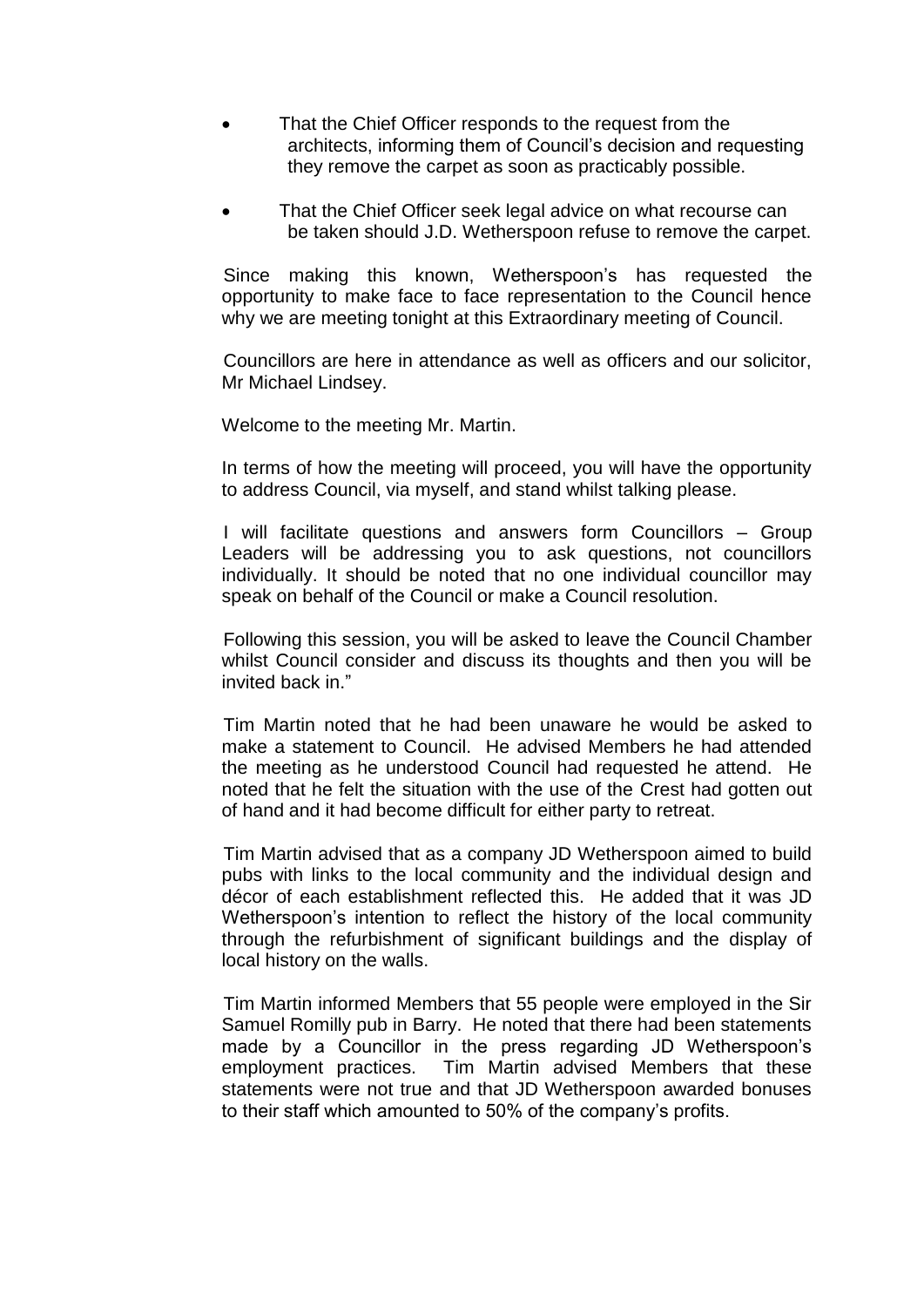- That the Chief Officer responds to the request from the architects, informing them of Council's decision and requesting they remove the carpet as soon as practicably possible.

- That the Chief Officer seek legal advice on what recourse can be taken should J.D. Wetherspoon refuse to remove the carpet.

Since making this known, Wetherspoon's has requested the opportunity to make face to face representation to the Council hence why we are meeting tonight at this Extraordinary meeting of Council.

Councillors are here in attendance as well as officers and our solicitor, Mr Michael Lindsey.

Welcome to the meeting Mr. Martin.

In terms of how the meeting will proceed, you will have the opportunity to address Council, via myself, and stand whilst talking please.

I will facilitate questions and answers form Councillors – Group Leaders will be addressing you to ask questions, not councillors individually. It should be noted that no one individual councillor may speak on behalf of the Council or make a Council resolution.

Following this session, you will be asked to leave the Council Chamber whilst Council consider and discuss its thoughts and then you will be invited back in."

Tim Martin noted that he had been unaware he would be asked to make a statement to Council. He advised Members he had attended the meeting as he understood Council had requested he attend. He noted that he felt the situation with the use of the Crest had gotten out of hand and it had become difficult for either party to retreat.

Tim Martin advised that as a company JD Wetherspoon aimed to build pubs with links to the local community and the individual design and décor of each establishment reflected this. He added that it was JD Wetherspoon's intention to reflect the history of the local community through the refurbishment of significant buildings and the display of local history on the walls.

Tim Martin informed Members that 55 people were employed in the Sir Samuel Romilly pub in Barry. He noted that there had been statements made by a Councillor in the press regarding JD Wetherspoon's employment practices. Tim Martin advised Members that these statements were not true and that JD Wetherspoon awarded bonuses to their staff which amounted to 50% of the company's profits.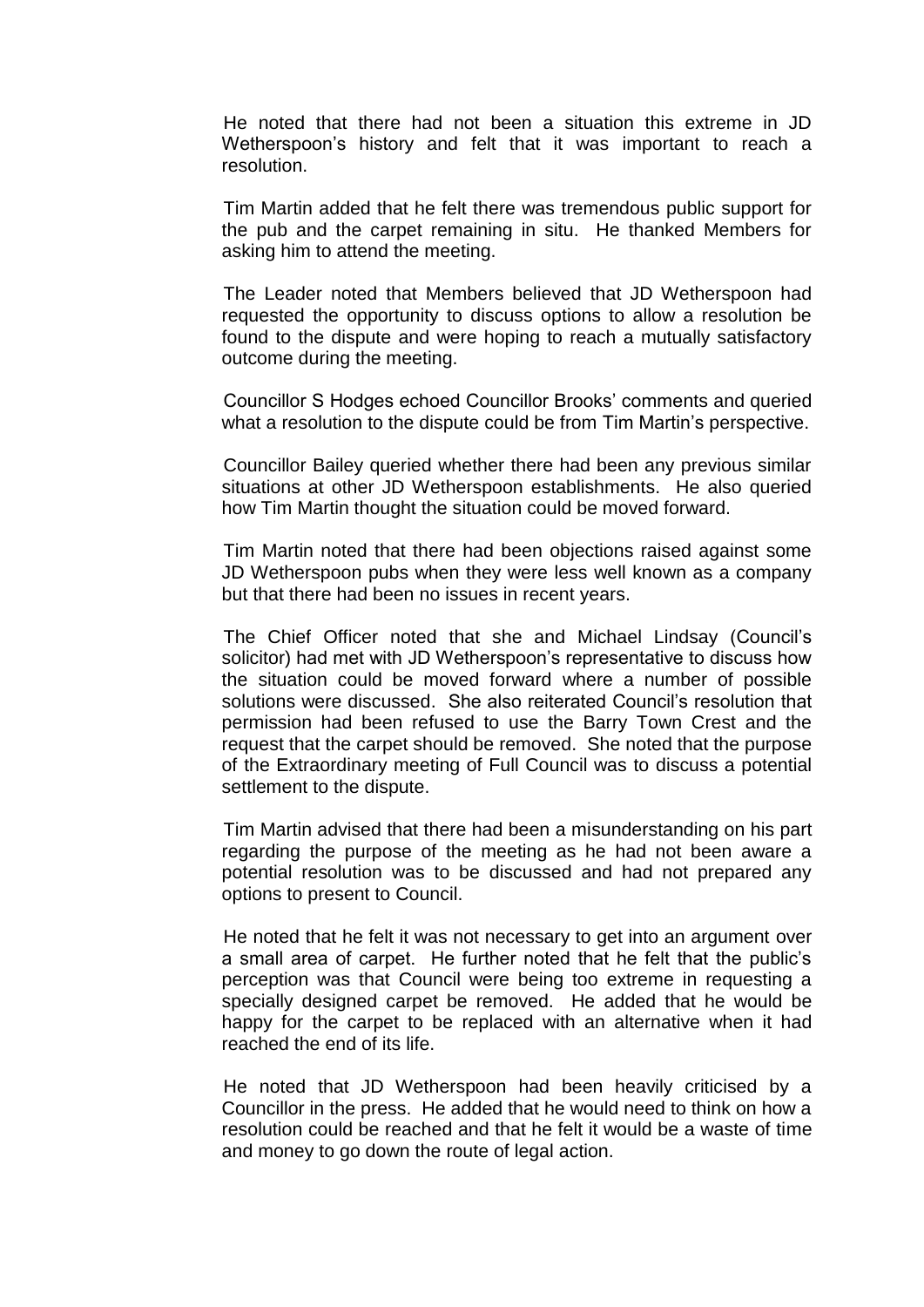He noted that there had not been a situation this extreme in JD Wetherspoon's history and felt that it was important to reach a resolution.

Tim Martin added that he felt there was tremendous public support for the pub and the carpet remaining in situ. He thanked Members for asking him to attend the meeting.

The Leader noted that Members believed that JD Wetherspoon had requested the opportunity to discuss options to allow a resolution be found to the dispute and were hoping to reach a mutually satisfactory outcome during the meeting.

Councillor S Hodges echoed Councillor Brooks' comments and queried what a resolution to the dispute could be from Tim Martin's perspective.

Councillor Bailey queried whether there had been any previous similar situations at other JD Wetherspoon establishments. He also queried how Tim Martin thought the situation could be moved forward.

Tim Martin noted that there had been objections raised against some JD Wetherspoon pubs when they were less well known as a company but that there had been no issues in recent years.

The Chief Officer noted that she and Michael Lindsay (Council's solicitor) had met with JD Wetherspoon's representative to discuss how the situation could be moved forward where a number of possible solutions were discussed. She also reiterated Council's resolution that permission had been refused to use the Barry Town Crest and the request that the carpet should be removed. She noted that the purpose of the Extraordinary meeting of Full Council was to discuss a potential settlement to the dispute.

Tim Martin advised that there had been a misunderstanding on his part regarding the purpose of the meeting as he had not been aware a potential resolution was to be discussed and had not prepared any options to present to Council.

He noted that he felt it was not necessary to get into an argument over a small area of carpet. He further noted that he felt that the public's perception was that Council were being too extreme in requesting a specially designed carpet be removed. He added that he would be happy for the carpet to be replaced with an alternative when it had reached the end of its life.

He noted that JD Wetherspoon had been heavily criticised by a Councillor in the press. He added that he would need to think on how a resolution could be reached and that he felt it would be a waste of time and money to go down the route of legal action.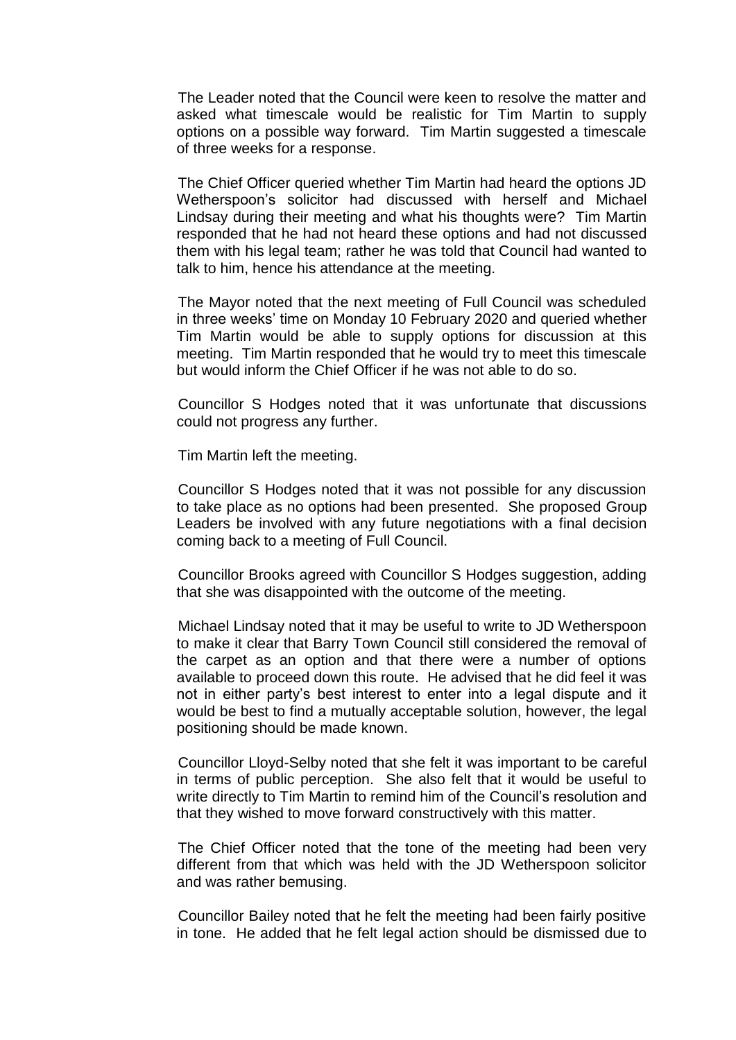The Leader noted that the Council were keen to resolve the matter and asked what timescale would be realistic for Tim Martin to supply options on a possible way forward. Tim Martin suggested a timescale of three weeks for a response.

The Chief Officer queried whether Tim Martin had heard the options JD Wetherspoon's solicitor had discussed with herself and Michael Lindsay during their meeting and what his thoughts were? Tim Martin responded that he had not heard these options and had not discussed them with his legal team; rather he was told that Council had wanted to talk to him, hence his attendance at the meeting.

The Mayor noted that the next meeting of Full Council was scheduled in three weeks' time on Monday 10 February 2020 and queried whether Tim Martin would be able to supply options for discussion at this meeting. Tim Martin responded that he would try to meet this timescale but would inform the Chief Officer if he was not able to do so.

Councillor S Hodges noted that it was unfortunate that discussions could not progress any further.

Tim Martin left the meeting.

Councillor S Hodges noted that it was not possible for any discussion to take place as no options had been presented. She proposed Group Leaders be involved with any future negotiations with a final decision coming back to a meeting of Full Council.

Councillor Brooks agreed with Councillor S Hodges suggestion, adding that she was disappointed with the outcome of the meeting.

Michael Lindsay noted that it may be useful to write to JD Wetherspoon to make it clear that Barry Town Council still considered the removal of the carpet as an option and that there were a number of options available to proceed down this route. He advised that he did feel it was not in either party's best interest to enter into a legal dispute and it would be best to find a mutually acceptable solution, however, the legal positioning should be made known.

Councillor Lloyd-Selby noted that she felt it was important to be careful in terms of public perception. She also felt that it would be useful to write directly to Tim Martin to remind him of the Council's resolution and that they wished to move forward constructively with this matter.

The Chief Officer noted that the tone of the meeting had been very different from that which was held with the JD Wetherspoon solicitor and was rather bemusing.

Councillor Bailey noted that he felt the meeting had been fairly positive in tone. He added that he felt legal action should be dismissed due to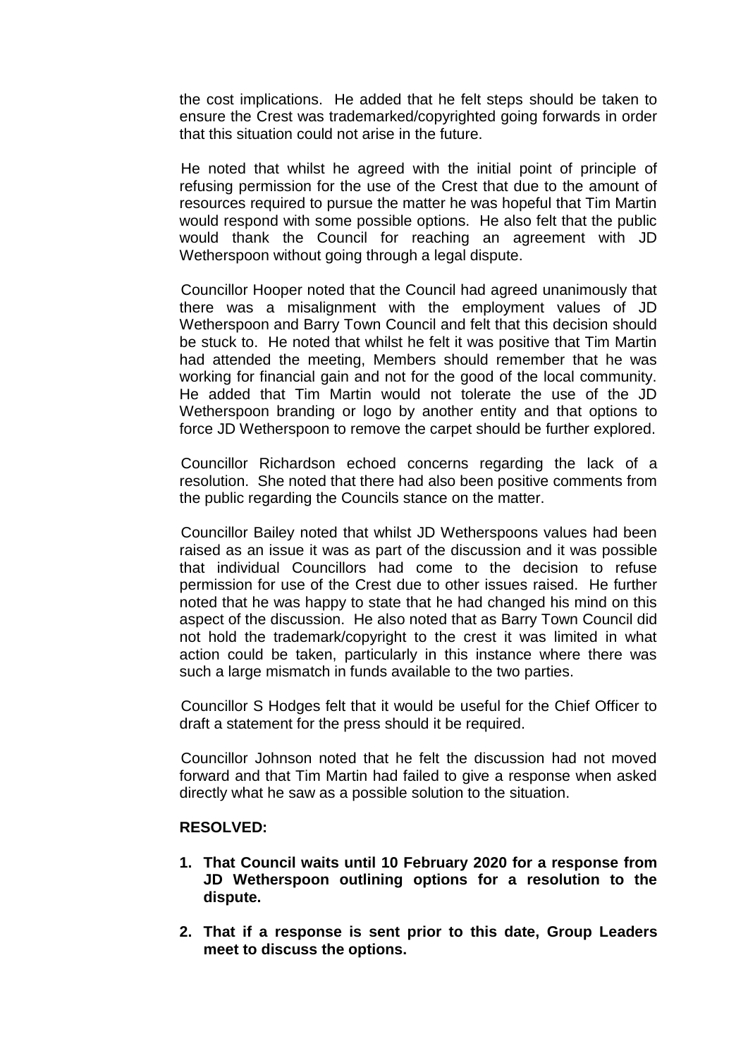the cost implications. He added that he felt steps should be taken to ensure the Crest was trademarked/copyrighted going forwards in order that this situation could not arise in the future.

He noted that whilst he agreed with the initial point of principle of refusing permission for the use of the Crest that due to the amount of resources required to pursue the matter he was hopeful that Tim Martin would respond with some possible options. He also felt that the public would thank the Council for reaching an agreement with JD Wetherspoon without going through a legal dispute.

Councillor Hooper noted that the Council had agreed unanimously that there was a misalignment with the employment values of JD Wetherspoon and Barry Town Council and felt that this decision should be stuck to. He noted that whilst he felt it was positive that Tim Martin had attended the meeting, Members should remember that he was working for financial gain and not for the good of the local community. He added that Tim Martin would not tolerate the use of the JD Wetherspoon branding or logo by another entity and that options to force JD Wetherspoon to remove the carpet should be further explored.

Councillor Richardson echoed concerns regarding the lack of a resolution. She noted that there had also been positive comments from the public regarding the Councils stance on the matter.

Councillor Bailey noted that whilst JD Wetherspoons values had been raised as an issue it was as part of the discussion and it was possible that individual Councillors had come to the decision to refuse permission for use of the Crest due to other issues raised. He further noted that he was happy to state that he had changed his mind on this aspect of the discussion. He also noted that as Barry Town Council did not hold the trademark/copyright to the crest it was limited in what action could be taken, particularly in this instance where there was such a large mismatch in funds available to the two parties.

Councillor S Hodges felt that it would be useful for the Chief Officer to draft a statement for the press should it be required.

Councillor Johnson noted that he felt the discussion had not moved forward and that Tim Martin had failed to give a response when asked directly what he saw as a possible solution to the situation.

**RESOLVED:**

1. **That Council waits until 10 February 2020 for a response from JD Wetherspoon outlining options for a resolution to the dispute.**
2. **That if a response is sent prior to this date, Group Leaders meet to discuss the options.**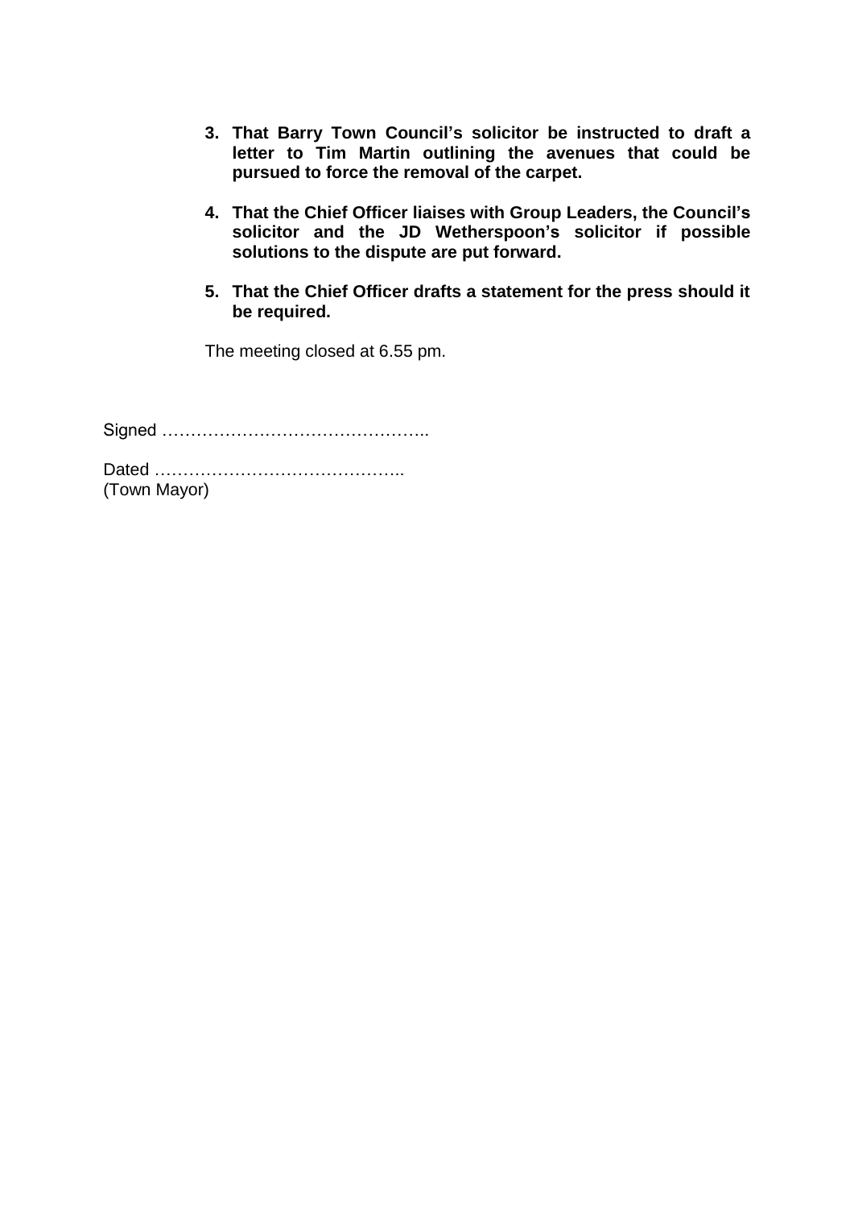3. **That Barry Town Council's solicitor be instructed to draft a letter to Tim Martin outlining the avenues that could be pursued to force the removal of the carpet.**

4. **That the Chief Officer liaises with Group Leaders, the Council's solicitor and the JD Wetherspoon's solicitor if possible solutions to the dispute are put forward.**

5. **That the Chief Officer drafts a statement for the press should it be required.**

The meeting closed at 6.55 pm.

Signed ………………………………………..

Dated ……………………………………..
(Town Mayor)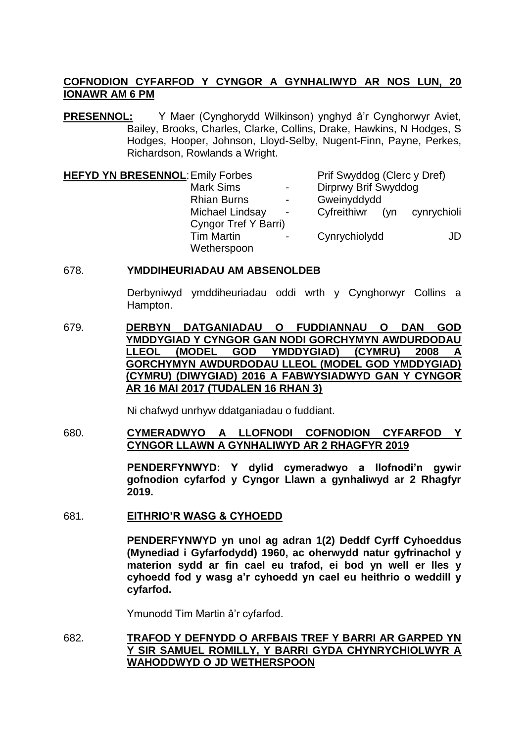**COFNODION CYFARFOD Y CYNGOR A GYNHALIWYD AR NOS LUN, 20 IONAWR AM 6 PM**

**PRESENNOL:** Y Maer (Cynghorydd Wilkinson) ynghyd â'r Cynghorwyr Aviet, Bailey, Brooks, Charles, Clarke, Collins, Drake, Hawkins, N Hodges, S Hodges, Hooper, Johnson, Lloyd-Selby, Nugent-Finn, Payne, Perkes, Richardson, Rowlands a Wright.

**HEFYD YN BRESENNOL:**

| | | |
|---|---|---|
| Emily Forbes | | Prif Swyddog (Clerc y Dref) |
| Mark Sims | - | Dirprwy Brif Swyddog |
| Rhian Burns | - | Gweinyddydd |
| Michael Lindsay | - | Cyfreithiwr (yn cynrychioli Cyngor Tref Y Barri) |
| Tim Martin | - | Cynrychiolydd JD Wetherspoon |

678. **YMDDIHEURIADAU AM ABSENOLDEB**

Derbyniwyd ymddiheuriadau oddi wrth y Cynghorwyr Collins a Hampton.

679. **DERBYN DATGANIADAU O FUDDIANNAU O DAN GOD YMDDYGIAD Y CYNGOR GAN NODI GORCHYMYN AWDURDODAU LLEOL (MODEL GOD YMDDYGIAD) (CYMRU) 2008 A GORCHYMYN AWDURDODAU LLEOL (MODEL GOD YMDDYGIAD) (CYMRU) (DIWYGIAD) 2016 A FABWYSIADWYD GAN Y CYNGOR AR 16 MAI 2017 (TUDALEN 16 RHAN 3)**

Ni chafwyd unrhyw ddatganiadau o fuddiant.

680. **CYMERADWYO A LLOFNODI COFNODION CYFARFOD Y CYNGOR LLAWN A GYNHALIWYD AR 2 RHAGFYR 2019**

**PENDERFYNWYD: Y dylid cymeradwyo a llofnodi'n gywir gofnodion cyfarfod y Cyngor Llawn a gynhaliwyd ar 2 Rhagfyr 2019.**

681. **EITHRIO'R WASG & CYHOEDD**

**PENDERFYNWYD yn unol ag adran 1(2) Deddf Cyrff Cyhoeddus (Mynediad i Gyfarfodydd) 1960, ac oherwydd natur gyfrinachol y materion sydd ar fin cael eu trafod, ei bod yn well er lles y cyhoedd fod y wasg a'r cyhoedd yn cael eu heithrio o weddill y cyfarfod.**

Ymunodd Tim Martin â'r cyfarfod.

682. **TRAFOD Y DEFNYDD O ARFBAIS TREF Y BARRI AR GARPED YN Y SIR SAMUEL ROMILLY, Y BARRI GYDA CHYNRYCHIOLWYR A WAHODDWYD O JD WETHERSPOON**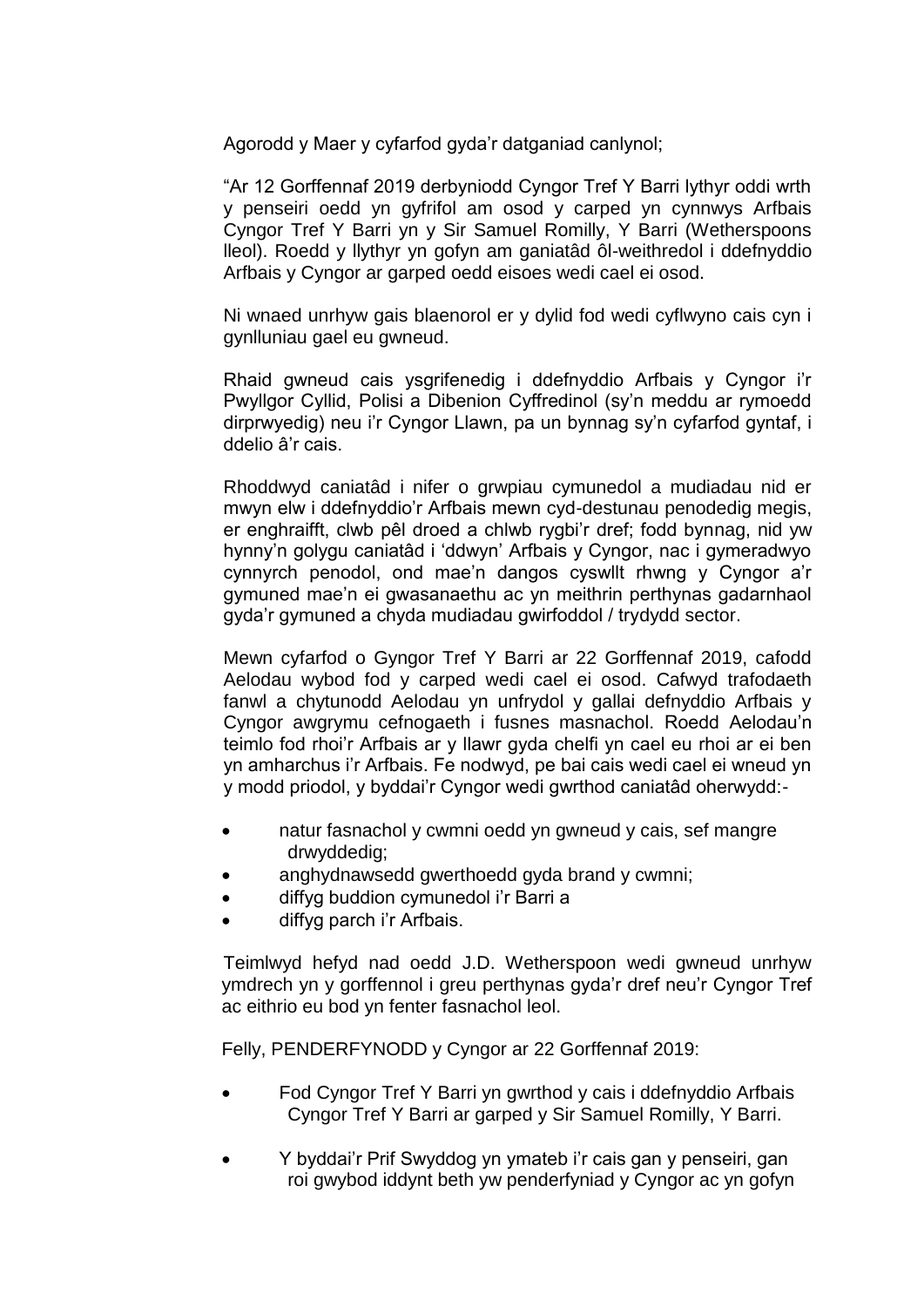Agorodd y Maer y cyfarfod gyda'r datganiad canlynol;

"Ar 12 Gorffennaf 2019 derbyniodd Cyngor Tref Y Barri lythyr oddi wrth y penseiri oedd yn gyfrifol am osod y carped yn cynnwys Arfbais Cyngor Tref Y Barri yn y Sir Samuel Romilly, Y Barri (Wetherspoons lleol). Roedd y llythyr yn gofyn am ganiatâd ôl-weithredol i ddefnyddio Arfbais y Cyngor ar garped oedd eisoes wedi cael ei osod.

Ni wnaed unrhyw gais blaenorol er y dylid fod wedi cyflwyno cais cyn i gynlluniau gael eu gwneud.

Rhaid gwneud cais ysgrifenedig i ddefnyddio Arfbais y Cyngor i'r Pwyllgor Cyllid, Polisi a Dibenion Cyffredinol (sy'n meddu ar rymoedd dirprwyedig) neu i'r Cyngor Llawn, pa un bynnag sy'n cyfarfod gyntaf, i ddelio â'r cais.

Rhoddwyd caniatâd i nifer o grwpiau cymunedol a mudiadau nid er mwyn elw i ddefnyddio'r Arfbais mewn cyd-destunau penodedig megis, er enghraifft, clwb pêl droed a chlwb rygbi'r dref; fodd bynnag, nid yw hynny'n golygu caniatâd i 'ddwyn' Arfbais y Cyngor, nac i gymeradwyo cynnyrch penodol, ond mae'n dangos cyswllt rhwng y Cyngor a'r gymuned mae'n ei gwasanaethu ac yn meithrin perthynas gadarnhaol gyda'r gymuned a chyda mudiadau gwirfoddol / trydydd sector.

Mewn cyfarfod o Gyngor Tref Y Barri ar 22 Gorffennaf 2019, cafodd Aelodau wybod fod y carped wedi cael ei osod. Cafwyd trafodaeth fanwl a chytunodd Aelodau yn unfrydol y gallai defnyddio Arfbais y Cyngor awgrymu cefnogaeth i fusnes masnachol. Roedd Aelodau'n teimlo fod rhoi'r Arfbais ar y llawr gyda chelfi yn cael eu rhoi ar ei ben yn amharchus i'r Arfbais. Fe nodwyd, pe bai cais wedi cael ei wneud yn y modd priodol, y byddai'r Cyngor wedi gwrthod caniatâd oherwydd:-

- natur fasnachol y cwmni oedd yn gwneud y cais, sef mangre drwyddedig;
- anghydnawsedd gwerthoedd gyda brand y cwmni;
- diffyg buddion cymunedol i'r Barri a
- diffyg parch i'r Arfbais.

Teimlwyd hefyd nad oedd J.D. Wetherspoon wedi gwneud unrhyw ymdrech yn y gorffennol i greu perthynas gyda'r dref neu'r Cyngor Tref ac eithrio eu bod yn fenter fasnachol leol.

Felly, PENDERFYNODD y Cyngor ar 22 Gorffennaf 2019:

- Fod Cyngor Tref Y Barri yn gwrthod y cais i ddefnyddio Arfbais Cyngor Tref Y Barri ar garped y Sir Samuel Romilly, Y Barri.
- Y byddai'r Prif Swyddog yn ymateb i'r cais gan y penseiri, gan roi gwybod iddynt beth yw penderfyniad y Cyngor ac yn gofyn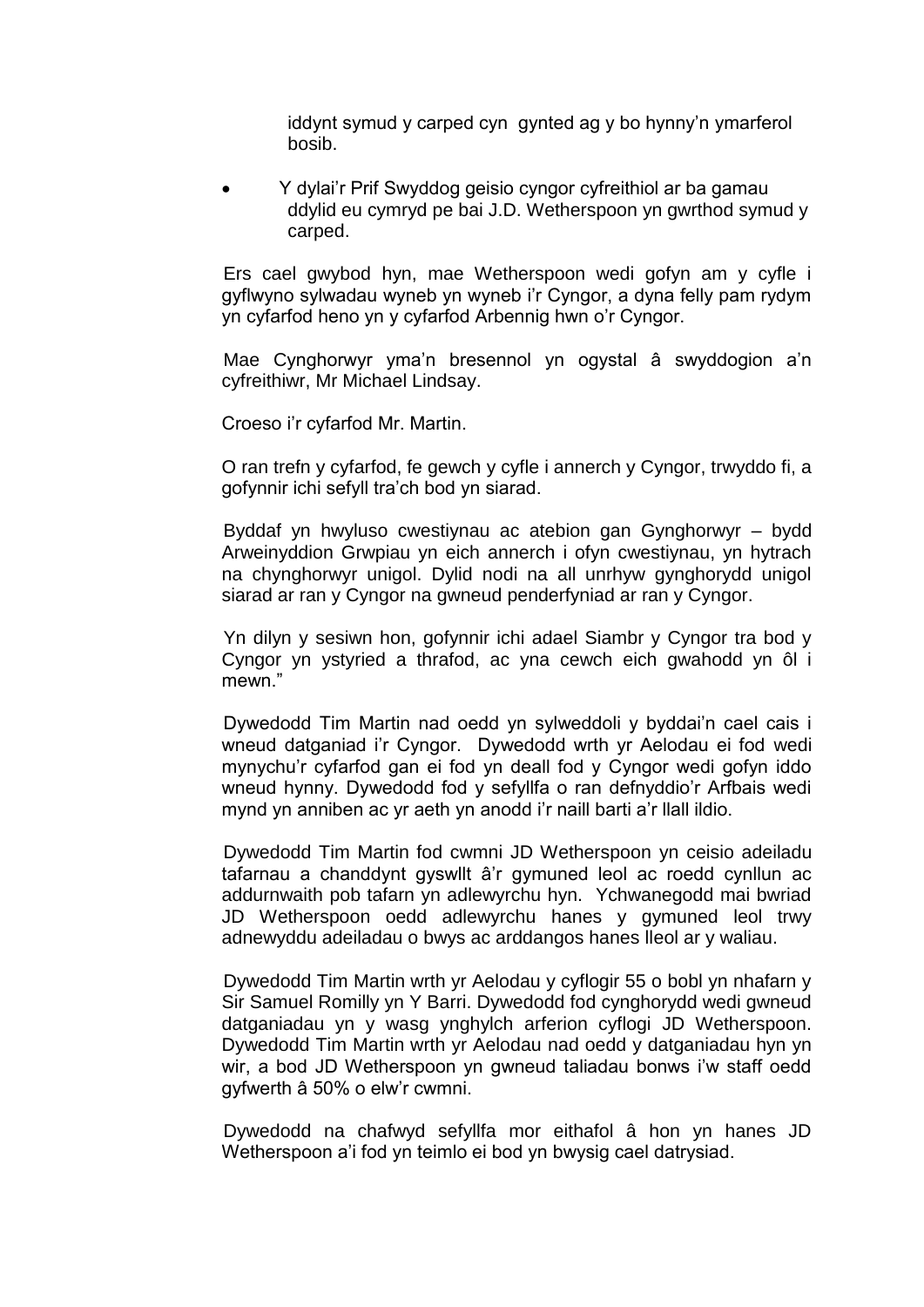iddynt symud y carped cyn gynted ag y bo hynny'n ymarferol bosib.

- Y dylai'r Prif Swyddog geisio cyngor cyfreithiol ar ba gamau ddylid eu cymryd pe bai J.D. Wetherspoon yn gwrthod symud y carped.

Ers cael gwybod hyn, mae Wetherspoon wedi gofyn am y cyfle i gyflwyno sylwadau wyneb yn wyneb i'r Cyngor, a dyna felly pam rydym yn cyfarfod heno yn y cyfarfod Arbennig hwn o'r Cyngor.

Mae Cynghorwyr yma'n bresennol yn ogystal â swyddogion a'n cyfreithiwr, Mr Michael Lindsay.

Croeso i'r cyfarfod Mr. Martin.

O ran trefn y cyfarfod, fe gewch y cyfle i annerch y Cyngor, trwyddo fi, a gofynnir ichi sefyll tra'ch bod yn siarad.

Byddaf yn hwyluso cwestiynau ac atebion gan Gynghorwyr – bydd Arweinyddion Grwpiau yn eich annerch i ofyn cwestiynau, yn hytrach na chynghorwyr unigol. Dylid nodi na all unrhyw gynghorydd unigol siarad ar ran y Cyngor na gwneud penderfyniad ar ran y Cyngor.

Yn dilyn y sesiwn hon, gofynnir ichi adael Siambr y Cyngor tra bod y Cyngor yn ystyried a thrafod, ac yna cewch eich gwahodd yn ôl i mewn."

Dywedodd Tim Martin nad oedd yn sylweddoli y byddai'n cael cais i wneud datganiad i'r Cyngor. Dywedodd wrth yr Aelodau ei fod wedi mynychu'r cyfarfod gan ei fod yn deall fod y Cyngor wedi gofyn iddo wneud hynny. Dywedodd fod y sefyllfa o ran defnyddio'r Arfbais wedi mynd yn anniben ac yr aeth yn anodd i'r naill barti a'r llall ildio.

Dywedodd Tim Martin fod cwmni JD Wetherspoon yn ceisio adeiladu tafarnau a chanddynt gyswllt â'r gymuned leol ac roedd cynllun ac addurnwaith pob tafarn yn adlewyrchu hyn. Ychwanegodd mai bwriad JD Wetherspoon oedd adlewyrchu hanes y gymuned leol trwy adnewyddu adeiladau o bwys ac arddangos hanes lleol ar y waliau.

Dywedodd Tim Martin wrth yr Aelodau y cyflogir 55 o bobl yn nhafarn y Sir Samuel Romilly yn Y Barri. Dywedodd fod cynghorydd wedi gwneud datganiadau yn y wasg ynghylch arferion cyflogi JD Wetherspoon. Dywedodd Tim Martin wrth yr Aelodau nad oedd y datganiadau hyn yn wir, a bod JD Wetherspoon yn gwneud taliadau bonws i'w staff oedd gyfwerth â 50% o elw'r cwmni.

Dywedodd na chafwyd sefyllfa mor eithafol â hon yn hanes JD Wetherspoon a'i fod yn teimlo ei bod yn bwysig cael datrysiad.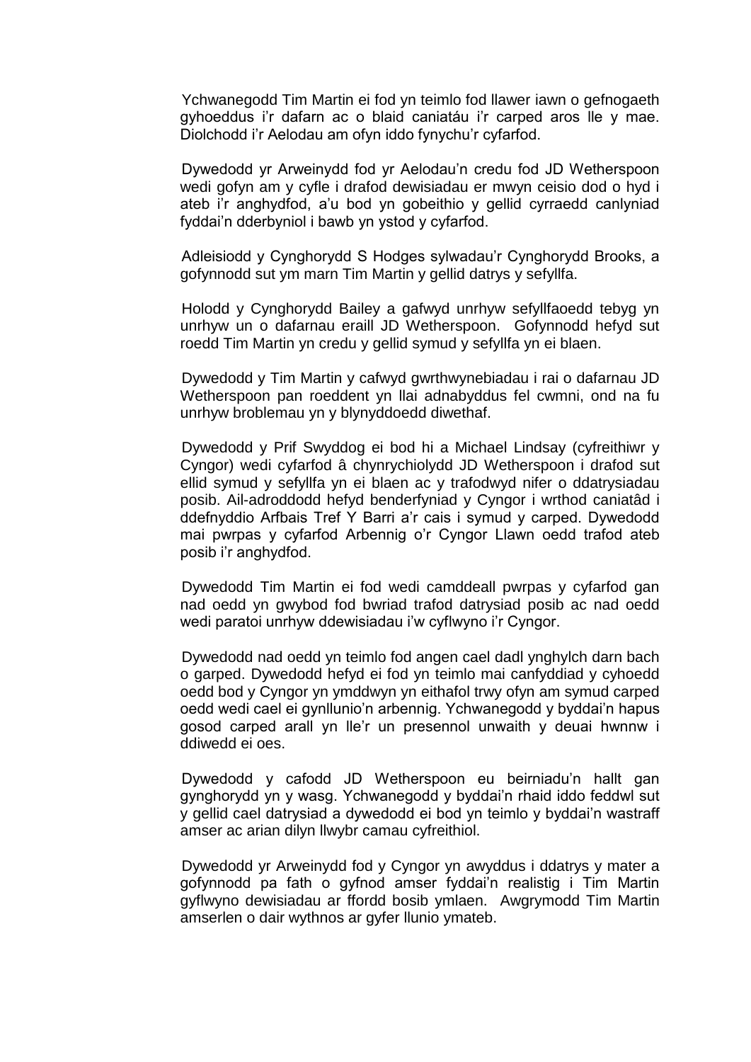Ychwanegodd Tim Martin ei fod yn teimlo fod llawer iawn o gefnogaeth gyhoeddus i'r dafarn ac o blaid caniatáu i'r carped aros lle y mae. Diolchodd i'r Aelodau am ofyn iddo fynychu'r cyfarfod.

Dywedodd yr Arweinydd fod yr Aelodau'n credu fod JD Wetherspoon wedi gofyn am y cyfle i drafod dewisiadau er mwyn ceisio dod o hyd i ateb i'r anghydfod, a'u bod yn gobeithio y gellid cyrraedd canlyniad fyddai'n dderbyniol i bawb yn ystod y cyfarfod.

Adleisiodd y Cynghorydd S Hodges sylwadau'r Cynghorydd Brooks, a gofynnodd sut ym marn Tim Martin y gellid datrys y sefyllfa.

Holodd y Cynghorydd Bailey a gafwyd unrhyw sefyllfaoedd tebyg yn unrhyw un o dafarnau eraill JD Wetherspoon. Gofynnodd hefyd sut roedd Tim Martin yn credu y gellid symud y sefyllfa yn ei blaen.

Dywedodd y Tim Martin y cafwyd gwrthwynebiadau i rai o dafarnau JD Wetherspoon pan roeddent yn llai adnabyddus fel cwmni, ond na fu unrhyw broblemau yn y blynyddoedd diwethaf.

Dywedodd y Prif Swyddog ei bod hi a Michael Lindsay (cyfreithiwr y Cyngor) wedi cyfarfod â chynrychiolydd JD Wetherspoon i drafod sut ellid symud y sefyllfa yn ei blaen ac y trafodwyd nifer o ddatrysiadau posib. Ail-adroddodd hefyd benderfyniad y Cyngor i wrthod caniatâd i ddefnyddio Arfbais Tref Y Barri a'r cais i symud y carped. Dywedodd mai pwrpas y cyfarfod Arbennig o'r Cyngor Llawn oedd trafod ateb posib i'r anghydfod.

Dywedodd Tim Martin ei fod wedi camddeall pwrpas y cyfarfod gan nad oedd yn gwybod fod bwriad trafod datrysiad posib ac nad oedd wedi paratoi unrhyw ddewisiadau i'w cyflwyno i'r Cyngor.

Dywedodd nad oedd yn teimlo fod angen cael dadl ynghylch darn bach o garped. Dywedodd hefyd ei fod yn teimlo mai canfyddiad y cyhoedd oedd bod y Cyngor yn ymddwyn yn eithafol trwy ofyn am symud carped oedd wedi cael ei gynllunio'n arbennig. Ychwanegodd y byddai'n hapus gosod carped arall yn lle'r un presennol unwaith y deuai hwnnw i ddiwedd ei oes.

Dywedodd y cafodd JD Wetherspoon eu beirniadu'n hallt gan gynghorydd yn y wasg. Ychwanegodd y byddai'n rhaid iddo feddwl sut y gellid cael datrysiad a dywedodd ei bod yn teimlo y byddai'n wastraff amser ac arian dilyn llwybr camau cyfreithiol.

Dywedodd yr Arweinydd fod y Cyngor yn awyddus i ddatrys y mater a gofynnodd pa fath o gyfnod amser fyddai'n realistig i Tim Martin gyflwyno dewisiadau ar ffordd bosib ymlaen. Awgrymodd Tim Martin amserlen o dair wythnos ar gyfer llunio ymateb.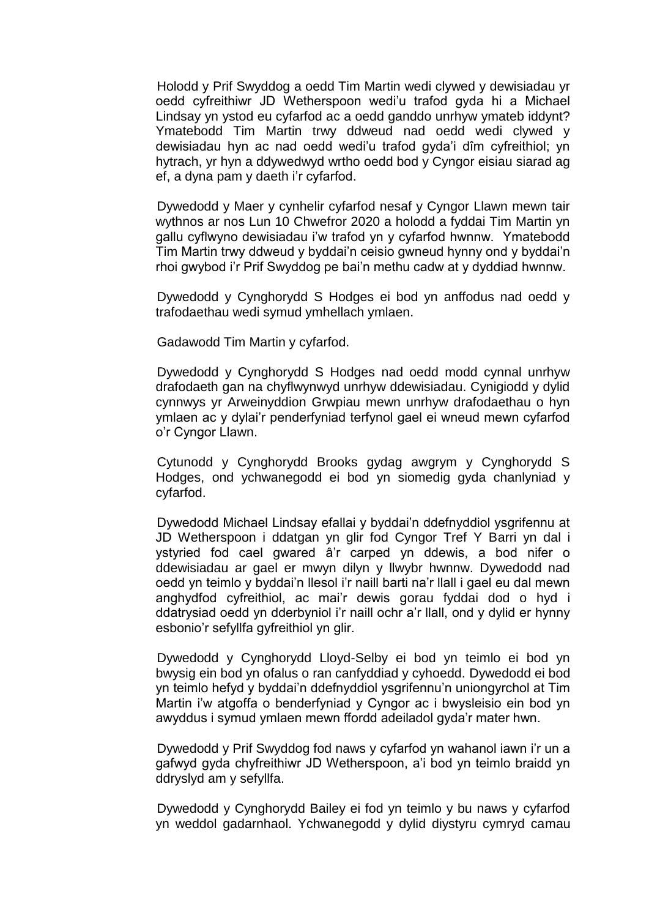Holodd y Prif Swyddog a oedd Tim Martin wedi clywed y dewisiadau yr oedd cyfreithiwr JD Wetherspoon wedi'u trafod gyda hi a Michael Lindsay yn ystod eu cyfarfod ac a oedd ganddo unrhyw ymateb iddynt? Ymatebodd Tim Martin trwy ddweud nad oedd wedi clywed y dewisiadau hyn ac nad oedd wedi'u trafod gyda'i dîm cyfreithiol; yn hytrach, yr hyn a ddywedwyd wrtho oedd bod y Cyngor eisiau siarad ag ef, a dyna pam y daeth i'r cyfarfod.

Dywedodd y Maer y cynhelir cyfarfod nesaf y Cyngor Llawn mewn tair wythnos ar nos Lun 10 Chwefror 2020 a holodd a fyddai Tim Martin yn gallu cyflwyno dewisiadau i'w trafod yn y cyfarfod hwnnw. Ymatebodd Tim Martin trwy ddweud y byddai'n ceisio gwneud hynny ond y byddai'n rhoi gwybod i'r Prif Swyddog pe bai'n methu cadw at y dyddiad hwnnw.

Dywedodd y Cynghorydd S Hodges ei bod yn anffodus nad oedd y trafodaethau wedi symud ymhellach ymlaen.

Gadawodd Tim Martin y cyfarfod.

Dywedodd y Cynghorydd S Hodges nad oedd modd cynnal unrhyw drafodaeth gan na chyflwynwyd unrhyw ddewisiadau. Cynigiodd y dylid cynnwys yr Arweinyddion Grwpiau mewn unrhyw drafodaethau o hyn ymlaen ac y dylai'r penderfyniad terfynol gael ei wneud mewn cyfarfod o'r Cyngor Llawn.

Cytunodd y Cynghorydd Brooks gydag awgrym y Cynghorydd S Hodges, ond ychwanegodd ei bod yn siomedig gyda chanlyniad y cyfarfod.

Dywedodd Michael Lindsay efallai y byddai'n ddefnyddiol ysgrifennu at JD Wetherspoon i ddatgan yn glir fod Cyngor Tref Y Barri yn dal i ystyried fod cael gwared â'r carped yn ddewis, a bod nifer o ddewisiadau ar gael er mwyn dilyn y llwybr hwnnw. Dywedodd nad oedd yn teimlo y byddai'n llesol i'r naill barti na'r llall i gael eu dal mewn anghydfod cyfreithiol, ac mai'r dewis gorau fyddai dod o hyd i ddatrysiad oedd yn dderbyniol i'r naill ochr a'r llall, ond y dylid er hynny esbonio'r sefyllfa gyfreithiol yn glir.

Dywedodd y Cynghorydd Lloyd-Selby ei bod yn teimlo ei bod yn bwysig ein bod yn ofalus o ran canfyddiad y cyhoedd. Dywedodd ei bod yn teimlo hefyd y byddai'n ddefnyddiol ysgrifennu'n uniongyrchol at Tim Martin i'w atgoffa o benderfyniad y Cyngor ac i bwysleisio ein bod yn awyddus i symud ymlaen mewn ffordd adeiladol gyda'r mater hwn.

Dywedodd y Prif Swyddog fod naws y cyfarfod yn wahanol iawn i'r un a gafwyd gyda chyfreithiwr JD Wetherspoon, a'i bod yn teimlo braidd yn ddryslyd am y sefyllfa.

Dywedodd y Cynghorydd Bailey ei fod yn teimlo y bu naws y cyfarfod yn weddol gadarnhaol. Ychwanegodd y dylid diystyru cymryd camau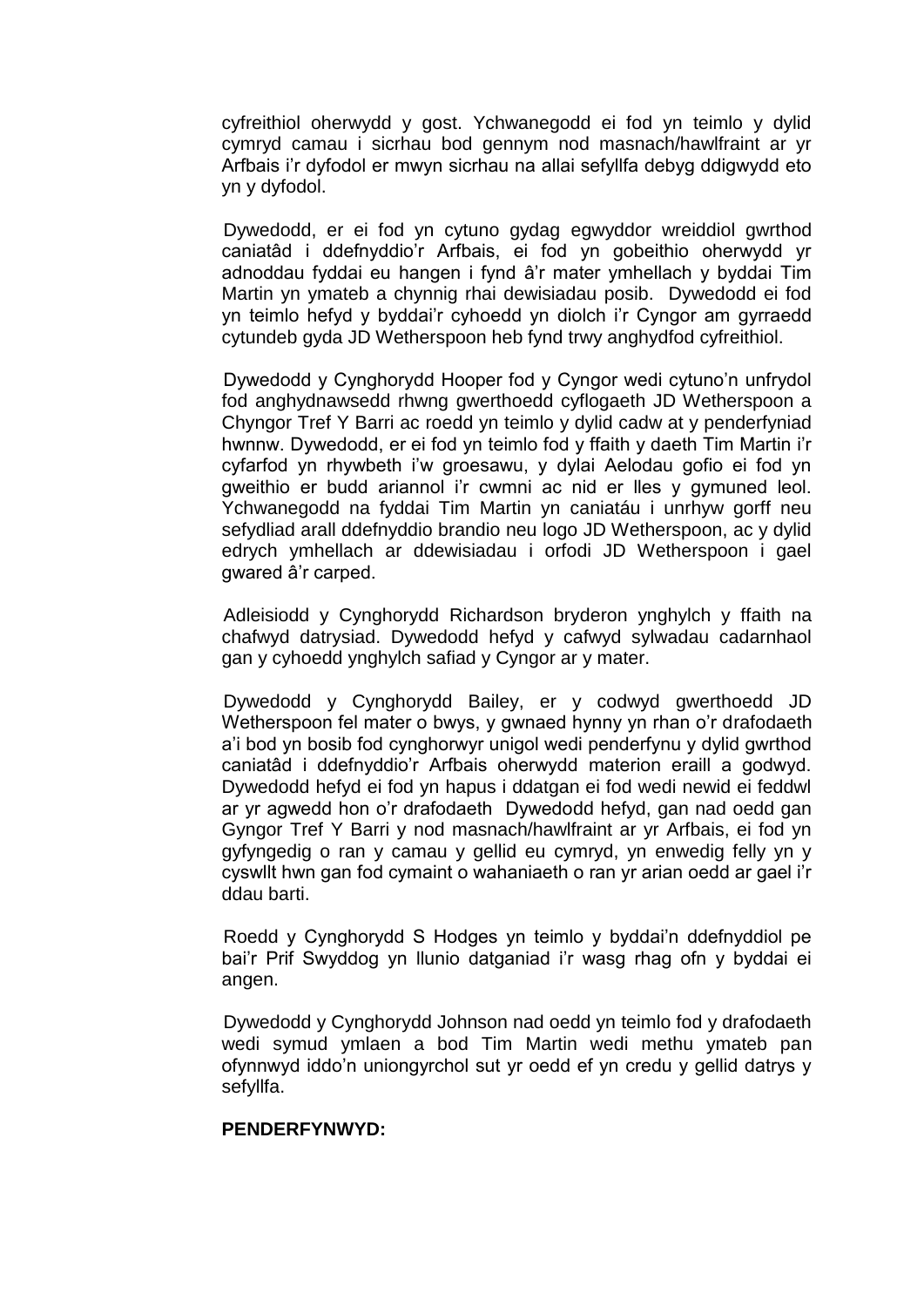cyfreithiol oherwydd y gost. Ychwanegodd ei fod yn teimlo y dylid cymryd camau i sicrhau bod gennym nod masnach/hawlfraint ar yr Arfbais i'r dyfodol er mwyn sicrhau na allai sefyllfa debyg ddigwydd eto yn y dyfodol.

Dywedodd, er ei fod yn cytuno gydag egwyddor wreiddiol gwrthod caniatâd i ddefnyddio'r Arfbais, ei fod yn gobeithio oherwydd yr adnoddau fyddai eu hangen i fynd â'r mater ymhellach y byddai Tim Martin yn ymateb a chynnig rhai dewisiadau posib. Dywedodd ei fod yn teimlo hefyd y byddai'r cyhoedd yn diolch i'r Cyngor am gyrraedd cytundeb gyda JD Wetherspoon heb fynd trwy anghydfod cyfreithiol.

Dywedodd y Cynghorydd Hooper fod y Cyngor wedi cytuno'n unfrydol fod anghydnawsedd rhwng gwerthoedd cyflogaeth JD Wetherspoon a Chyngor Tref Y Barri ac roedd yn teimlo y dylid cadw at y penderfyniad hwnnw. Dywedodd, er ei fod yn teimlo fod y ffaith y daeth Tim Martin i'r cyfarfod yn rhywbeth i'w groesawu, y dylai Aelodau gofio ei fod yn gweithio er budd ariannol i'r cwmni ac nid er lles y gymuned leol. Ychwanegodd na fyddai Tim Martin yn caniatáu i unrhyw gorff neu sefydliad arall ddefnyddio brandio neu logo JD Wetherspoon, ac y dylid edrych ymhellach ar ddewisiadau i orfodi JD Wetherspoon i gael gwared â'r carped.

Adleisiodd y Cynghorydd Richardson bryderon ynghylch y ffaith na chafwyd datrysiad. Dywedodd hefyd y cafwyd sylwadau cadarnhaol gan y cyhoedd ynghylch safiad y Cyngor ar y mater.

Dywedodd y Cynghorydd Bailey, er y codwyd gwerthoedd JD Wetherspoon fel mater o bwys, y gwnaed hynny yn rhan o'r drafodaeth a'i bod yn bosib fod cynghorwyr unigol wedi penderfynu y dylid gwrthod caniatâd i ddefnyddio'r Arfbais oherwydd materion eraill a godwyd. Dywedodd hefyd ei fod yn hapus i ddatgan ei fod wedi newid ei feddwl ar yr agwedd hon o'r drafodaeth Dywedodd hefyd, gan nad oedd gan Gyngor Tref Y Barri y nod masnach/hawlfraint ar yr Arfbais, ei fod yn gyfyngedig o ran y camau y gellid eu cymryd, yn enwedig felly yn y cyswllt hwn gan fod cymaint o wahaniaeth o ran yr arian oedd ar gael i'r ddau barti.

Roedd y Cynghorydd S Hodges yn teimlo y byddai'n ddefnyddiol pe bai'r Prif Swyddog yn llunio datganiad i'r wasg rhag ofn y byddai ei angen.

Dywedodd y Cynghorydd Johnson nad oedd yn teimlo fod y drafodaeth wedi symud ymlaen a bod Tim Martin wedi methu ymateb pan ofynnwyd iddo'n uniongyrchol sut yr oedd ef yn credu y gellid datrys y sefyllfa.

**PENDERFYNWYD:**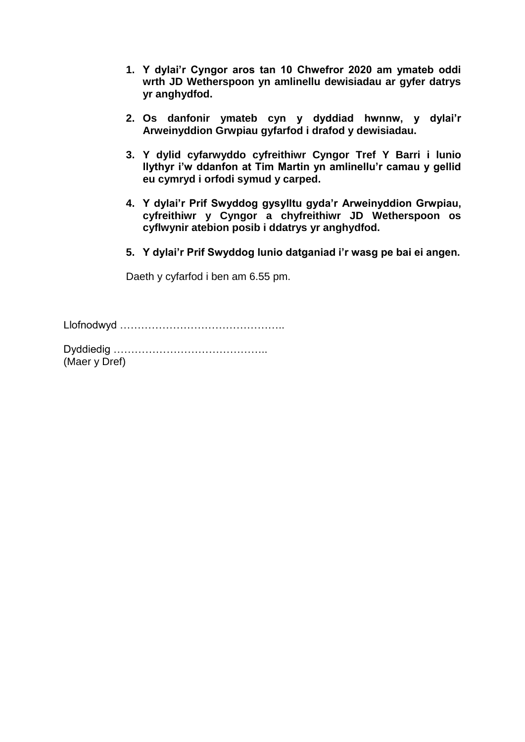1. **Y dylai'r Cyngor aros tan 10 Chwefror 2020 am ymateb oddi wrth JD Wetherspoon yn amlinellu dewisiadau ar gyfer datrys yr anghydfod.**

2. **Os danfonir ymateb cyn y dyddiad hwnnw, y dylai'r Arweinyddion Grwpiau gyfarfod i drafod y dewisiadau.**

3. **Y dylid cyfarwyddo cyfreithiwr Cyngor Tref Y Barri i lunio llythyr i'w ddanfon at Tim Martin yn amlinellu'r camau y gellid eu cymryd i orfodi symud y carped.**

4. **Y dylai'r Prif Swyddog gysylltu gyda'r Arweinyddion Grwpiau, cyfreithiwr y Cyngor a chyfreithiwr JD Wetherspoon os cyflwynir atebion posib i ddatrys yr anghydfod.**

5. **Y dylai'r Prif Swyddog lunio datganiad i'r wasg pe bai ei angen.**

Daeth y cyfarfod i ben am 6.55 pm.

Llofnodwyd ………………………………………..

Dyddiedig ……………………………………..
(Maer y Dref)